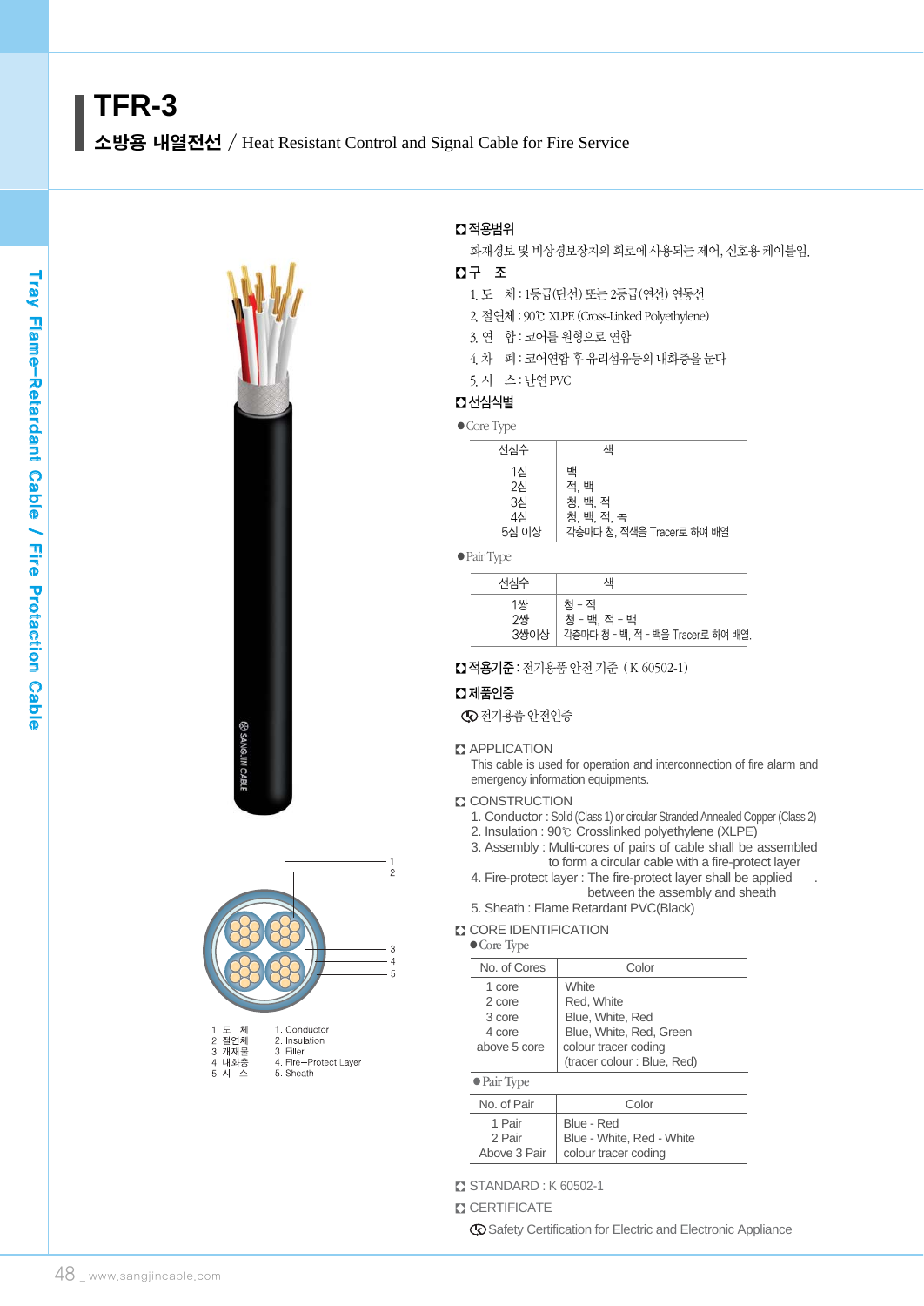# TFR-3

## 소방용 내열전선 / Heat Resistant Control and Signal Cable for Fire Service

1. 도　체
2. 절연체
3. 개재물
4. 내화층
5. 시　스

1. Conductor
2. Insulation
3. Filler
4. Fire−Protect Layer
5. Sheath

### 적용범위

화재경보 및 비상경보장치의 회로에 사용되는 제어, 신호용 케이블임.

### 구　조

1. 도　체 : 1등급(단선) 또는 2등급(연선) 연동선
2. 절연체 : 90℃ XLPE (Cross-Linked Polyethylene)
3. 연　합 : 코어를 원형으로 연합
4. 차　폐 : 코어연합 후 유리섬유등의 내화층을 둔다
5. 시　스 : 난연 PVC

### 선심식별

● Core Type

| 선심수 | 색 |
|---|---|
| 1심 | 백 |
| 2심 | 적, 백 |
| 3심 | 청, 백, 적 |
| 4심 | 청, 백, 적, 녹 |
| 5심 이상 | 각층마다 청, 적색을 Tracer로 하여 배열 |

● Pair Type

| 선심수 | 색 |
|---|---|
| 1쌍 | 청 − 적 |
| 2쌍 | 청 − 백, 적 − 백 |
| 3쌍이상 | 각층마다 청 − 백, 적 − 백을 Tracer로 하여 배열. |

### 적용기준 : 전기용품 안전 기준 ( K 60502-1)

### 제품인증

전기용품 안전인증

### APPLICATION

This cable is used for operation and interconnection of fire alarm and emergency information equipments.

### CONSTRUCTION

1. Conductor : Solid (Class 1) or circular Stranded Annealed Copper (Class 2)
2. Insulation : 90℃ Crosslinked polyethylene (XLPE)
3. Assembly : Multi-cores of pairs of cable shall be assembled to form a circular cable with a fire-protect layer
4. Fire-protect layer : The fire-protect layer shall be applied between the assembly and sheath
5. Sheath : Flame Retardant PVC(Black)

### CORE IDENTIFICATION

● Core Type

| No. of Cores | Color |
|---|---|
| 1 core | White |
| 2 core | Red, White |
| 3 core | Blue, White, Red |
| 4 core | Blue, White, Red, Green |
| above 5 core | colour tracer coding (tracer colour : Blue, Red) |

● Pair Type

| No. of Pair | Color |
|---|---|
| 1 Pair | Blue - Red |
| 2 Pair | Blue - White, Red - White |
| Above 3 Pair | colour tracer coding |

### STANDARD : K 60502-1

### CERTIFICATE

Safety Certification for Electric and Electronic Appliance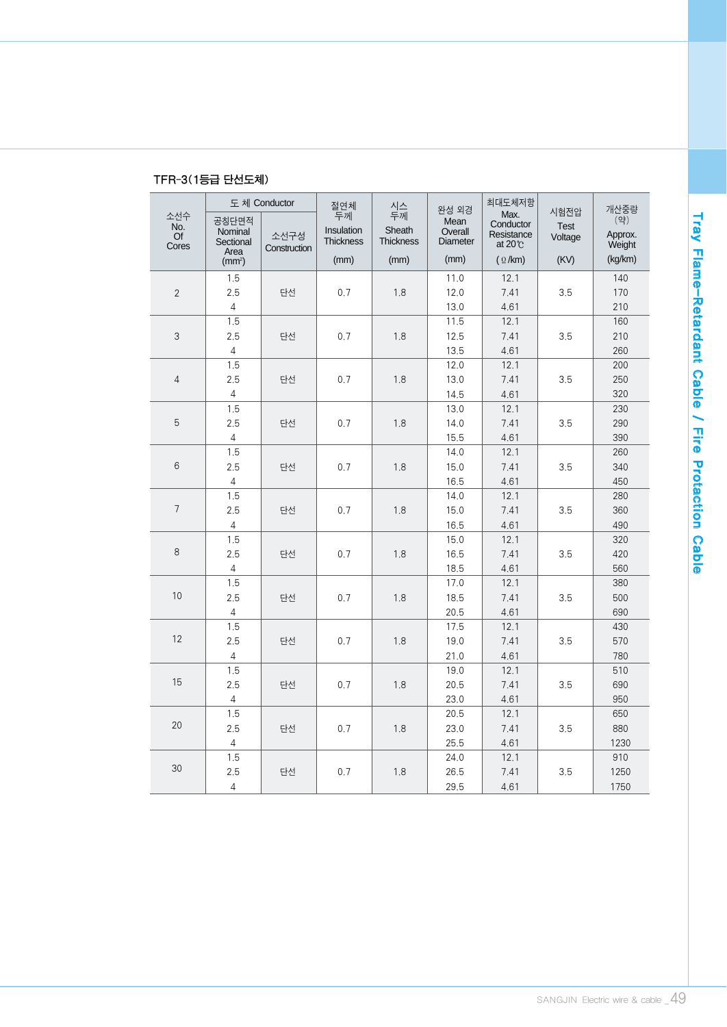## TFR-3(1등급 단선도체)

| 소선수 No. Of Cores | 도 체 Conductor | | 절연체 두께 Insulation Thickness (mm) | 시스 두께 Sheath Thickness (mm) | 완성 외경 Mean Overall Diameter (mm) | 최대도체저항 Max. Conductor Resistance at 20℃ (Ω/km) | 시험전압 Test Voltage (KV) | 개산중량 (약) Approx. Weight (kg/km) |
|---|---|---|---|---|---|---|---|---|
| | 공칭단면적 Nominal Sectional Area ($mm^2$) | 소선구성 Construction | | | | | | |
| 2 | 1.5<br>2.5<br>4 | 단선 | 0.7 | 1.8 | 11.0<br>12.0<br>13.0 | 12.1<br>7.41<br>4.61 | 3.5 | 140<br>170<br>210 |
| 3 | 1.5<br>2.5<br>4 | 단선 | 0.7 | 1.8 | 11.5<br>12.5<br>13.5 | 12.1<br>7.41<br>4.61 | 3.5 | 160<br>210<br>260 |
| 4 | 1.5<br>2.5<br>4 | 단선 | 0.7 | 1.8 | 12.0<br>13.0<br>14.5 | 12.1<br>7.41<br>4.61 | 3.5 | 200<br>250<br>320 |
| 5 | 1.5<br>2.5<br>4 | 단선 | 0.7 | 1.8 | 13.0<br>14.0<br>15.5 | 12.1<br>7.41<br>4.61 | 3.5 | 230<br>290<br>390 |
| 6 | 1.5<br>2.5<br>4 | 단선 | 0.7 | 1.8 | 14.0<br>15.0<br>16.5 | 12.1<br>7.41<br>4.61 | 3.5 | 260<br>340<br>450 |
| 7 | 1.5<br>2.5<br>4 | 단선 | 0.7 | 1.8 | 14.0<br>15.0<br>16.5 | 12.1<br>7.41<br>4.61 | 3.5 | 280<br>360<br>490 |
| 8 | 1.5<br>2.5<br>4 | 단선 | 0.7 | 1.8 | 15.0<br>16.5<br>18.5 | 12.1<br>7.41<br>4.61 | 3.5 | 320<br>420<br>560 |
| 10 | 1.5<br>2.5<br>4 | 단선 | 0.7 | 1.8 | 17.0<br>18.5<br>20.5 | 12.1<br>7.41<br>4.61 | 3.5 | 380<br>500<br>690 |
| 12 | 1.5<br>2.5<br>4 | 단선 | 0.7 | 1.8 | 17.5<br>19.0<br>21.0 | 12.1<br>7.41<br>4.61 | 3.5 | 430<br>570<br>780 |
| 15 | 1.5<br>2.5<br>4 | 단선 | 0.7 | 1.8 | 19.0<br>20.5<br>23.0 | 12.1<br>7.41<br>4.61 | 3.5 | 510<br>690<br>950 |
| 20 | 1.5<br>2.5<br>4 | 단선 | 0.7 | 1.8 | 20.5<br>23.0<br>25.5 | 12.1<br>7.41<br>4.61 | 3.5 | 650<br>880<br>1230 |
| 30 | 1.5<br>2.5<br>4 | 단선 | 0.7 | 1.8 | 24.0<br>26.5<br>29.5 | 12.1<br>7.41<br>4.61 | 3.5 | 910<br>1250<br>1750 |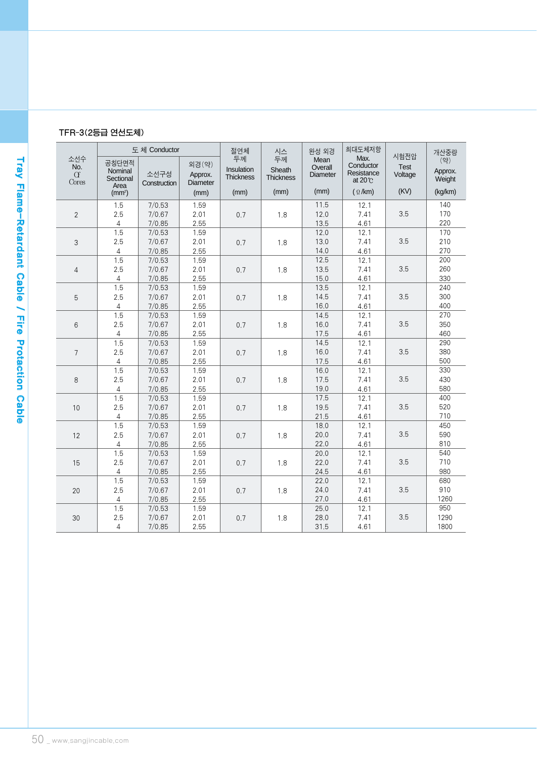### TFR-3(2등급 연선도체)

| 소선수 No. Of Cores | 도 체 Conductor | | | 절연체 두께 Insulation Thickness (mm) | 시스 두께 Sheath Thickness (mm) | 완성 외경 Mean Overall Diameter (mm) | 최대도체저항 Max. Conductor Resistance at 20℃ (Ω/km) | 시험전압 Test Voltage (KV) | 개산중량(약) Approx. Weight (kg/km) |
|---|---|---|---|---|---|---|---|---|---|
| | 공칭단면적 Nominal Sectional Area (mm²) | 소선구성 Construction | 외경(약) Approx. Diameter (mm) | | | | | | |
| 2 | 1.5 | 7/0.53 | 1.59 | 0.7 | 1.8 | 11.5 | 12.1 | 3.5 | 140 |
| | 2.5 | 7/0.67 | 2.01 | | | 12.0 | 7.41 | | 170 |
| | 4 | 7/0.85 | 2.55 | | | 13.5 | 4.61 | | 220 |
| 3 | 1.5 | 7/0.53 | 1.59 | 0.7 | 1.8 | 12.0 | 12.1 | 3.5 | 170 |
| | 2.5 | 7/0.67 | 2.01 | | | 13.0 | 7.41 | | 210 |
| | 4 | 7/0.85 | 2.55 | | | 14.0 | 4.61 | | 270 |
| 4 | 1.5 | 7/0.53 | 1.59 | 0.7 | 1.8 | 12.5 | 12.1 | 3.5 | 200 |
| | 2.5 | 7/0.67 | 2.01 | | | 13.5 | 7.41 | | 260 |
| | 4 | 7/0.85 | 2.55 | | | 15.0 | 4.61 | | 330 |
| 5 | 1.5 | 7/0.53 | 1.59 | 0.7 | 1.8 | 13.5 | 12.1 | 3.5 | 240 |
| | 2.5 | 7/0.67 | 2.01 | | | 14.5 | 7.41 | | 300 |
| | 4 | 7/0.85 | 2.55 | | | 16.0 | 4.61 | | 400 |
| 6 | 1.5 | 7/0.53 | 1.59 | 0.7 | 1.8 | 14.5 | 12.1 | 3.5 | 270 |
| | 2.5 | 7/0.67 | 2.01 | | | 16.0 | 7.41 | | 350 |
| | 4 | 7/0.85 | 2.55 | | | 17.5 | 4.61 | | 460 |
| 7 | 1.5 | 7/0.53 | 1.59 | 0.7 | 1.8 | 14.5 | 12.1 | 3.5 | 290 |
| | 2.5 | 7/0.67 | 2.01 | | | 16.0 | 7.41 | | 380 |
| | 4 | 7/0.85 | 2.55 | | | 17.5 | 4.61 | | 500 |
| 8 | 1.5 | 7/0.53 | 1.59 | 0.7 | 1.8 | 16.0 | 12.1 | 3.5 | 330 |
| | 2.5 | 7/0.67 | 2.01 | | | 17.5 | 7.41 | | 430 |
| | 4 | 7/0.85 | 2.55 | | | 19.0 | 4.61 | | 580 |
| 10 | 1.5 | 7/0.53 | 1.59 | 0.7 | 1.8 | 17.5 | 12.1 | 3.5 | 400 |
| | 2.5 | 7/0.67 | 2.01 | | | 19.5 | 7.41 | | 520 |
| | 4 | 7/0.85 | 2.55 | | | 21.5 | 4.61 | | 710 |
| 12 | 1.5 | 7/0.53 | 1.59 | 0.7 | 1.8 | 18.0 | 12.1 | 3.5 | 450 |
| | 2.5 | 7/0.67 | 2.01 | | | 20.0 | 7.41 | | 590 |
| | 4 | 7/0.85 | 2.55 | | | 22.0 | 4.61 | | 810 |
| 15 | 1.5 | 7/0.53 | 1.59 | 0.7 | 1.8 | 20.0 | 12.1 | 3.5 | 540 |
| | 2.5 | 7/0.67 | 2.01 | | | 22.0 | 7.41 | | 710 |
| | 4 | 7/0.85 | 2.55 | | | 24.5 | 4.61 | | 980 |
| 20 | 1.5 | 7/0.53 | 1.59 | 0.7 | 1.8 | 22.0 | 12.1 | 3.5 | 680 |
| | 2.5 | 7/0.67 | 2.01 | | | 24.0 | 7.41 | | 910 |
| | 4 | 7/0.85 | 2.55 | | | 27.0 | 4.61 | | 1260 |
| 30 | 1.5 | 7/0.53 | 1.59 | 0.7 | 1.8 | 25.0 | 12.1 | 3.5 | 950 |
| | 2.5 | 7/0.67 | 2.01 | | | 28.0 | 7.41 | | 1290 |
| | 4 | 7/0.85 | 2.55 | | | 31.5 | 4.61 | | 1800 |